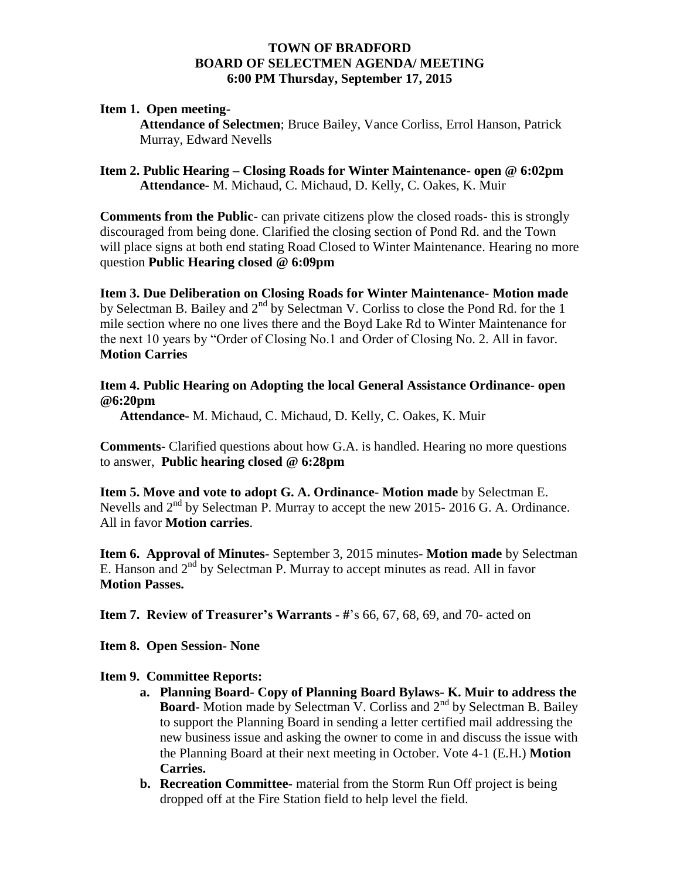# TOWN OF BRADFORD
## BOARD OF SELECTMEN AGENDA/ MEETING
### 6:00 PM Thursday, September 17, 2015

**Item 1. Open meeting-**

**Attendance of Selectmen**; Bruce Bailey, Vance Corliss, Errol Hanson, Patrick Murray, Edward Nevells

**Item 2. Public Hearing – Closing Roads for Winter Maintenance- open @ 6:02pm**

**Attendance-** M. Michaud, C. Michaud, D. Kelly, C. Oakes, K. Muir

**Comments from the Public**- can private citizens plow the closed roads- this is strongly discouraged from being done. Clarified the closing section of Pond Rd. and the Town will place signs at both end stating Road Closed to Winter Maintenance. Hearing no more question **Public Hearing closed @ 6:09pm**

**Item 3. Due Deliberation on Closing Roads for Winter Maintenance- Motion made** by Selectman B. Bailey and 2nd by Selectman V. Corliss to close the Pond Rd. for the 1 mile section where no one lives there and the Boyd Lake Rd to Winter Maintenance for the next 10 years by "Order of Closing No.1 and Order of Closing No. 2. All in favor. **Motion Carries**

**Item 4. Public Hearing on Adopting the local General Assistance Ordinance- open @6:20pm**

**Attendance-** M. Michaud, C. Michaud, D. Kelly, C. Oakes, K. Muir

**Comments-** Clarified questions about how G.A. is handled. Hearing no more questions to answer, **Public hearing closed @ 6:28pm**

**Item 5. Move and vote to adopt G. A. Ordinance- Motion made** by Selectman E. Nevells and 2nd by Selectman P. Murray to accept the new 2015- 2016 G. A. Ordinance. All in favor **Motion carries**.

**Item 6. Approval of Minutes-** September 3, 2015 minutes- **Motion made** by Selectman E. Hanson and 2nd by Selectman P. Murray to accept minutes as read. All in favor **Motion Passes.**

**Item 7. Review of Treasurer's Warrants - #**'s 66, 67, 68, 69, and 70- acted on

**Item 8. Open Session- None**

**Item 9. Committee Reports:**

a. **Planning Board- Copy of Planning Board Bylaws- K. Muir to address the Board-** Motion made by Selectman V. Corliss and 2nd by Selectman B. Bailey to support the Planning Board in sending a letter certified mail addressing the new business issue and asking the owner to come in and discuss the issue with the Planning Board at their next meeting in October. Vote 4-1 (E.H.) **Motion Carries.**
b. **Recreation Committee-** material from the Storm Run Off project is being dropped off at the Fire Station field to help level the field.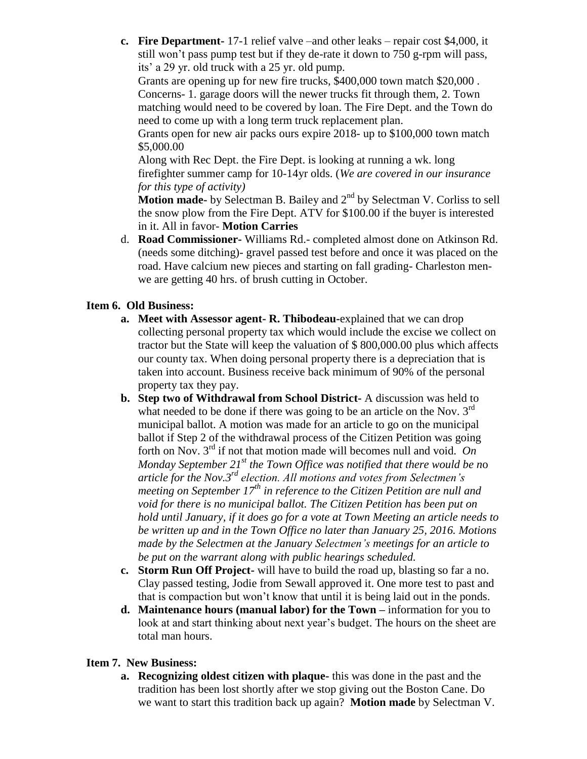c. **Fire Department-** 17-1 relief valve –and other leaks – repair cost $4,000, it still won't pass pump test but if they de-rate it down to 750 g-rpm will pass, its' a 29 yr. old truck with a 25 yr. old pump.

   Grants are opening up for new fire trucks, $400,000 town match $20,000 . Concerns- 1. garage doors will the newer trucks fit through them, 2. Town matching would need to be covered by loan. The Fire Dept. and the Town do need to come up with a long term truck replacement plan.

   Grants open for new air packs ours expire 2018- up to $100,000 town match $5,000.00

   Along with Rec Dept. the Fire Dept. is looking at running a wk. long firefighter summer camp for 10-14yr olds. (*We are covered in our insurance for this type of activity)*

   **Motion made-** by Selectman B. Bailey and 2nd by Selectman V. Corliss to sell the snow plow from the Fire Dept. ATV for $100.00 if the buyer is interested in it. All in favor- **Motion Carries**

d. **Road Commissioner-** Williams Rd.- completed almost done on Atkinson Rd. (needs some ditching)- gravel passed test before and once it was placed on the road. Have calcium new pieces and starting on fall grading- Charleston men- we are getting 40 hrs. of brush cutting in October.

**Item 6. Old Business:**

a. **Meet with Assessor agent- R. Thibodeau-**explained that we can drop collecting personal property tax which would include the excise we collect on tractor but the State will keep the valuation of $ 800,000.00 plus which affects our county tax. When doing personal property there is a depreciation that is taken into account. Business receive back minimum of 90% of the personal property tax they pay.

b. **Step two of Withdrawal from School District-** A discussion was held to what needed to be done if there was going to be an article on the Nov. 3rd municipal ballot. A motion was made for an article to go on the municipal ballot if Step 2 of the withdrawal process of the Citizen Petition was going forth on Nov. 3rd if not that motion made will becomes null and void. *On Monday September 21st the Town Office was notified that there would be no article for the Nov.3rd election. All motions and votes from Selectmen's meeting on September 17th in reference to the Citizen Petition are null and void for there is no municipal ballot. The Citizen Petition has been put on hold until January, if it does go for a vote at Town Meeting an article needs to be written up and in the Town Office no later than January 25, 2016. Motions made by the Selectmen at the January Selectmen's meetings for an article to be put on the warrant along with public hearings scheduled.*

c. **Storm Run Off Project-** will have to build the road up, blasting so far a no. Clay passed testing, Jodie from Sewall approved it. One more test to past and that is compaction but won't know that until it is being laid out in the ponds.

d. **Maintenance hours (manual labor) for the Town –** information for you to look at and start thinking about next year's budget. The hours on the sheet are total man hours.

**Item 7. New Business:**

a. **Recognizing oldest citizen with plaque-** this was done in the past and the tradition has been lost shortly after we stop giving out the Boston Cane. Do we want to start this tradition back up again? **Motion made** by Selectman V.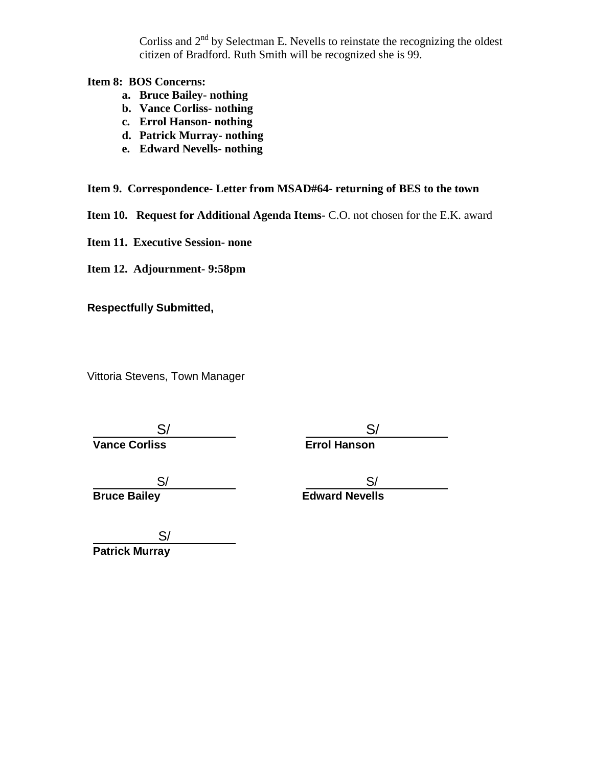Corliss and 2nd by Selectman E. Nevells to reinstate the recognizing the oldest citizen of Bradford. Ruth Smith will be recognized she is 99.

**Item 8: BOS Concerns:**

a. **Bruce Bailey- nothing**
b. **Vance Corliss- nothing**
c. **Errol Hanson- nothing**
d. **Patrick Murray- nothing**
e. **Edward Nevells- nothing**

**Item 9. Correspondence- Letter from MSAD#64- returning of BES to the town**

**Item 10. Request for Additional Agenda Items**- C.O. not chosen for the E.K. award

**Item 11. Executive Session- none**

**Item 12. Adjournment- 9:58pm**

**Respectfully Submitted,**

Vittoria Stevens, Town Manager

S/
**Vance Corliss**

S/
**Errol Hanson**

S/
**Bruce Bailey**

S/
**Edward Nevells**

S/
**Patrick Murray**